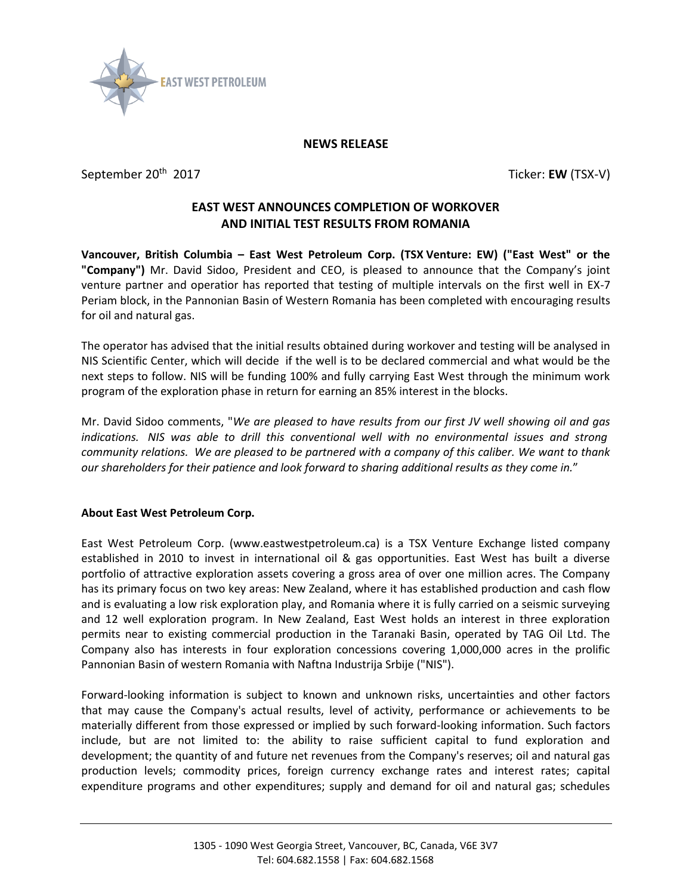**NEWS RELEASE**

September 20th 2017

Ticker: **EW** (TSX-V)

## EAST WEST ANNOUNCES COMPLETION OF WORKOVER AND INITIAL TEST RESULTS FROM ROMANIA

**Vancouver, British Columbia – East West Petroleum Corp. (TSX Venture: EW) ("East West" or the "Company")** Mr. David Sidoo, President and CEO, is pleased to announce that the Company's joint venture partner and operatior has reported that testing of multiple intervals on the first well in EX-7 Periam block, in the Pannonian Basin of Western Romania has been completed with encouraging results for oil and natural gas.

The operator has advised that the initial results obtained during workover and testing will be analysed in NIS Scientific Center, which will decide if the well is to be declared commercial and what would be the next steps to follow. NIS will be funding 100% and fully carrying East West through the minimum work program of the exploration phase in return for earning an 85% interest in the blocks.

Mr. David Sidoo comments, "*We are pleased to have results from our first JV well showing oil and gas indications. NIS was able to drill this conventional well with no environmental issues and strong community relations. We are pleased to be partnered with a company of this caliber. We want to thank our shareholders for their patience and look forward to sharing additional results as they come in.*"

**About East West Petroleum Corp.**

East West Petroleum Corp. (www.eastwestpetroleum.ca) is a TSX Venture Exchange listed company established in 2010 to invest in international oil & gas opportunities. East West has built a diverse portfolio of attractive exploration assets covering a gross area of over one million acres. The Company has its primary focus on two key areas: New Zealand, where it has established production and cash flow and is evaluating a low risk exploration play, and Romania where it is fully carried on a seismic surveying and 12 well exploration program. In New Zealand, East West holds an interest in three exploration permits near to existing commercial production in the Taranaki Basin, operated by TAG Oil Ltd. The Company also has interests in four exploration concessions covering 1,000,000 acres in the prolific Pannonian Basin of western Romania with Naftna Industrija Srbije ("NIS").

Forward-looking information is subject to known and unknown risks, uncertainties and other factors that may cause the Company's actual results, level of activity, performance or achievements to be materially different from those expressed or implied by such forward-looking information. Such factors include, but are not limited to: the ability to raise sufficient capital to fund exploration and development; the quantity of and future net revenues from the Company's reserves; oil and natural gas production levels; commodity prices, foreign currency exchange rates and interest rates; capital expenditure programs and other expenditures; supply and demand for oil and natural gas; schedules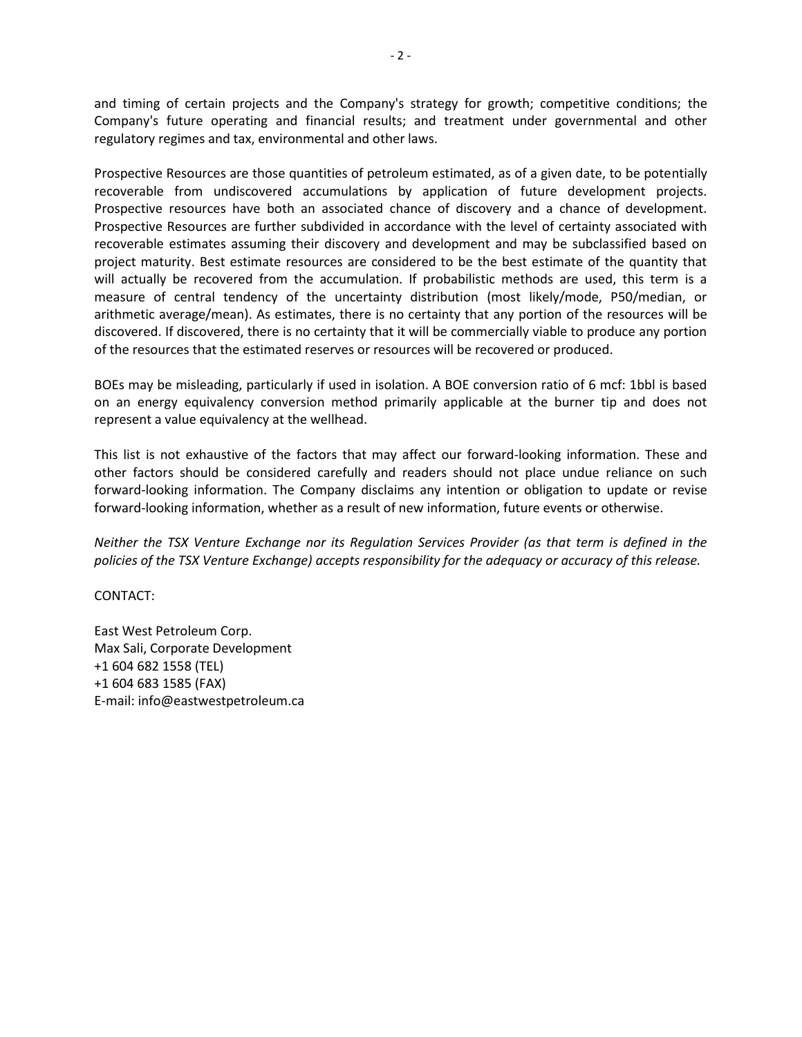and timing of certain projects and the Company's strategy for growth; competitive conditions; the Company's future operating and financial results; and treatment under governmental and other regulatory regimes and tax, environmental and other laws.

Prospective Resources are those quantities of petroleum estimated, as of a given date, to be potentially recoverable from undiscovered accumulations by application of future development projects. Prospective resources have both an associated chance of discovery and a chance of development. Prospective Resources are further subdivided in accordance with the level of certainty associated with recoverable estimates assuming their discovery and development and may be subclassified based on project maturity. Best estimate resources are considered to be the best estimate of the quantity that will actually be recovered from the accumulation. If probabilistic methods are used, this term is a measure of central tendency of the uncertainty distribution (most likely/mode, P50/median, or arithmetic average/mean). As estimates, there is no certainty that any portion of the resources will be discovered. If discovered, there is no certainty that it will be commercially viable to produce any portion of the resources that the estimated reserves or resources will be recovered or produced.

BOEs may be misleading, particularly if used in isolation. A BOE conversion ratio of 6 mcf: 1bbl is based on an energy equivalency conversion method primarily applicable at the burner tip and does not represent a value equivalency at the wellhead.

This list is not exhaustive of the factors that may affect our forward-looking information. These and other factors should be considered carefully and readers should not place undue reliance on such forward-looking information. The Company disclaims any intention or obligation to update or revise forward-looking information, whether as a result of new information, future events or otherwise.

*Neither the TSX Venture Exchange nor its Regulation Services Provider (as that term is defined in the policies of the TSX Venture Exchange) accepts responsibility for the adequacy or accuracy of this release.*

CONTACT:

East West Petroleum Corp.
Max Sali, Corporate Development
+1 604 682 1558 (TEL)
+1 604 683 1585 (FAX)
E-mail: info@eastwestpetroleum.ca